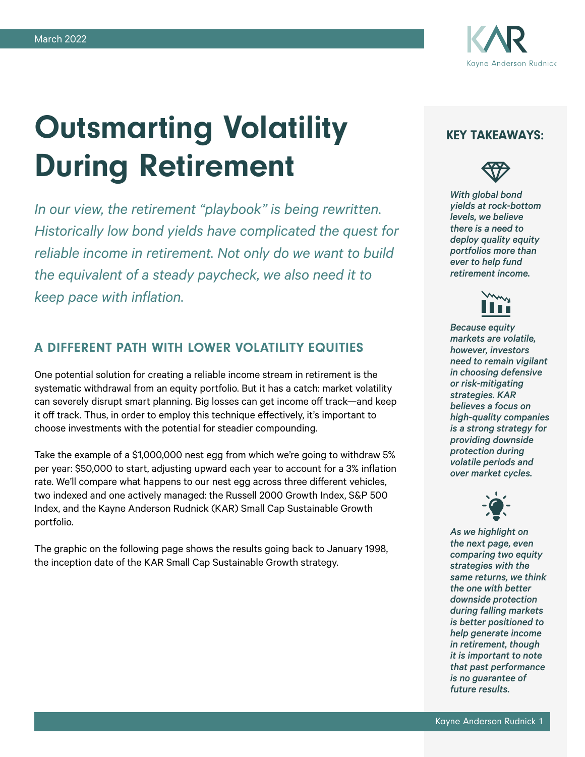March 2022

# Outsmarting Volatility During Retirement

*In our view, the retirement "playbook" is being rewritten. Historically low bond yields have complicated the quest for reliable income in retirement. Not only do we want to build the equivalent of a steady paycheck, we also need it to keep pace with inflation.*

## A DIFFERENT PATH WITH LOWER VOLATILITY EQUITIES

One potential solution for creating a reliable income stream in retirement is the systematic withdrawal from an equity portfolio. But it has a catch: market volatility can severely disrupt smart planning. Big losses can get income off track—and keep it off track. Thus, in order to employ this technique effectively, it's important to choose investments with the potential for steadier compounding.

Take the example of a $1,000,000 nest egg from which we're going to withdraw 5% per year: $50,000 to start, adjusting upward each year to account for a 3% inflation rate. We'll compare what happens to our nest egg across three different vehicles, two indexed and one actively managed: the Russell 2000 Growth Index, S&P 500 Index, and the Kayne Anderson Rudnick (KAR) Small Cap Sustainable Growth portfolio.

The graphic on the following page shows the results going back to January 1998, the inception date of the KAR Small Cap Sustainable Growth strategy.

### KEY TAKEAWAYS:

*With global bond yields at rock-bottom levels, we believe there is a need to deploy quality equity portfolios more than ever to help fund retirement income.*

*Because equity markets are volatile, however, investors need to remain vigilant in choosing defensive or risk-mitigating strategies. KAR believes a focus on high-quality companies is a strong strategy for providing downside protection during volatile periods and over market cycles.*

*As we highlight on the next page, even comparing two equity strategies with the same returns, we think the one with better downside protection during falling markets is better positioned to help generate income in retirement, though it is important to note that past performance is no guarantee of future results.*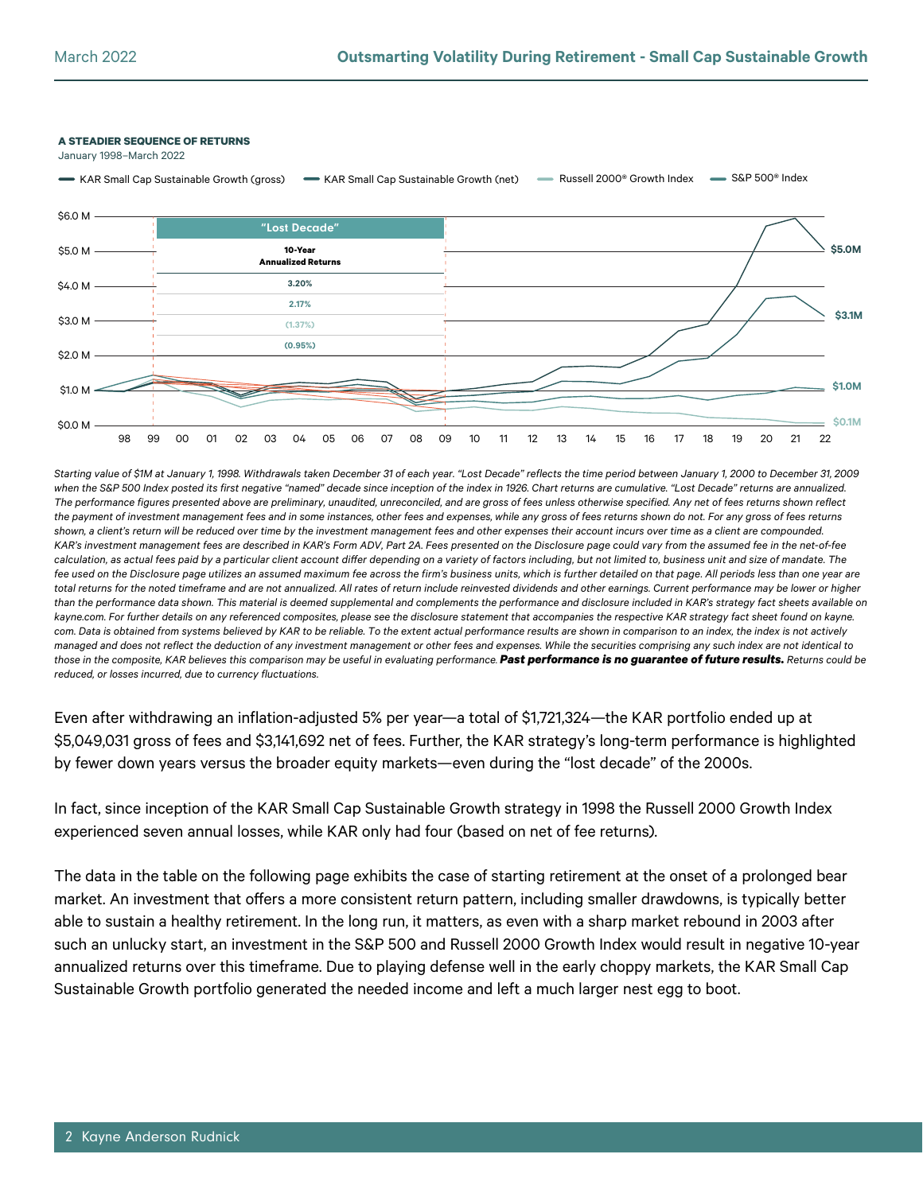**A STEADIER SEQUENCE OF RETURNS**

January 1998–March 2022

KAR Small Cap Sustainable Growth (gross) | KAR Small Cap Sustainable Growth (net) | Russell 2000® Growth Index | S&P 500® Index

"Lost Decade"

| 10-Year Annualized Returns |
|---|
| 3.20% |
| 2.17% |
| (1.37%) |
| (0.95%) |

$5.0M | $3.1M | $1.0M | $0.1M

*Starting value of $1M at January 1, 1998. Withdrawals taken December 31 of each year. "Lost Decade" reflects the time period between January 1, 2000 to December 31, 2009 when the S&P 500 Index posted its first negative "named" decade since inception of the index in 1926. Chart returns are cumulative. "Lost Decade" returns are annualized. The performance figures presented above are preliminary, unaudited, unreconciled, and are gross of fees unless otherwise specified. Any net of fees returns shown reflect the payment of investment management fees and in some instances, other fees and expenses, while any gross of fees returns shown do not. For any gross of fees returns shown, a client's return will be reduced over time by the investment management fees and other expenses their account incurs over time as a client are compounded. KAR's investment management fees are described in KAR's Form ADV, Part 2A. Fees presented on the Disclosure page could vary from the assumed fee in the net-of-fee calculation, as actual fees paid by a particular client account differ depending on a variety of factors including, but not limited to, business unit and size of mandate. The fee used on the Disclosure page utilizes an assumed maximum fee across the firm's business units, which is further detailed on that page. All periods less than one year are total returns for the noted timeframe and are not annualized. All rates of return include reinvested dividends and other earnings. Current performance may be lower or higher than the performance data shown. This material is deemed supplemental and complements the performance and disclosure included in KAR's strategy fact sheets available on kayne.com. For further details on any referenced composites, please see the disclosure statement that accompanies the respective KAR strategy fact sheet found on kayne.com. Data is obtained from systems believed by KAR to be reliable. To the extent actual performance results are shown in comparison to an index, the index is not actively managed and does not reflect the deduction of any investment management or other fees and expenses. While the securities comprising any such index are not identical to those in the composite, KAR believes this comparison may be useful in evaluating performance.* ***Past performance is no guarantee of future results.*** *Returns could be reduced, or losses incurred, due to currency fluctuations.*

Even after withdrawing an inflation-adjusted 5% per year—a total of $1,721,324—the KAR portfolio ended up at $5,049,031 gross of fees and $3,141,692 net of fees. Further, the KAR strategy's long-term performance is highlighted by fewer down years versus the broader equity markets—even during the "lost decade" of the 2000s.

In fact, since inception of the KAR Small Cap Sustainable Growth strategy in 1998 the Russell 2000 Growth Index experienced seven annual losses, while KAR only had four (based on net of fee returns).

The data in the table on the following page exhibits the case of starting retirement at the onset of a prolonged bear market. An investment that offers a more consistent return pattern, including smaller drawdowns, is typically better able to sustain a healthy retirement. In the long run, it matters, as even with a sharp market rebound in 2003 after such an unlucky start, an investment in the S&P 500 and Russell 2000 Growth Index would result in negative 10-year annualized returns over this timeframe. Due to playing defense well in the early choppy markets, the KAR Small Cap Sustainable Growth portfolio generated the needed income and left a much larger nest egg to boot.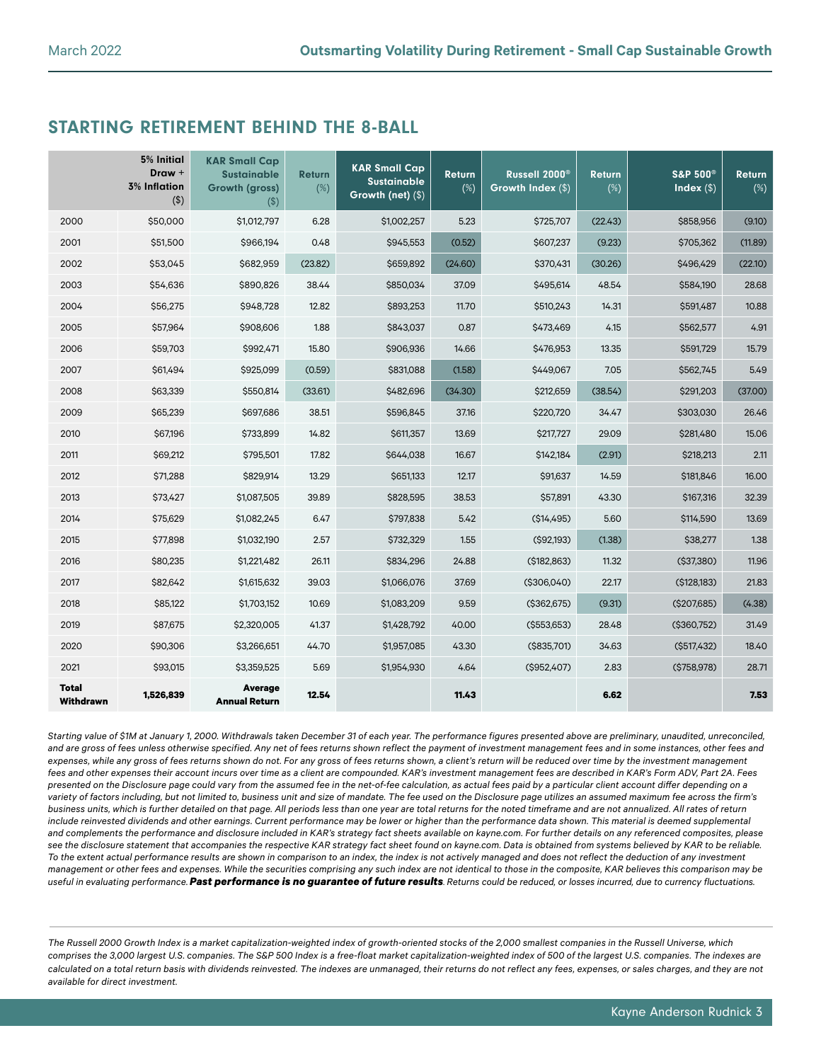## STARTING RETIREMENT BEHIND THE 8-BALL

| | 5% Initial Draw + 3% Inflation ($) | KAR Small Cap Sustainable Growth (gross) ($) | Return (%) | KAR Small Cap Sustainable Growth (net) ($) | Return (%) | Russell 2000® Growth Index ($) | Return (%) | S&P 500® Index ($) | Return (%) |
|---|---|---|---|---|---|---|---|---|---|
| 2000 | $50,000 | $1,012,797 | 6.28 | $1,002,257 | 5.23 | $725,707 | (22.43) | $858,956 | (9.10) |
| 2001 | $51,500 | $966,194 | 0.48 | $945,553 | (0.52) | $607,237 | (9.23) | $705,362 | (11.89) |
| 2002 | $53,045 | $682,959 | (23.82) | $659,892 | (24.60) | $370,431 | (30.26) | $496,429 | (22.10) |
| 2003 | $54,636 | $890,826 | 38.44 | $850,034 | 37.09 | $495,614 | 48.54 | $584,190 | 28.68 |
| 2004 | $56,275 | $948,728 | 12.82 | $893,253 | 11.70 | $510,243 | 14.31 | $591,487 | 10.88 |
| 2005 | $57,964 | $908,606 | 1.88 | $843,037 | 0.87 | $473,469 | 4.15 | $562,577 | 4.91 |
| 2006 | $59,703 | $992,471 | 15.80 | $906,936 | 14.66 | $476,953 | 13.35 | $591,729 | 15.79 |
| 2007 | $61,494 | $925,099 | (0.59) | $831,088 | (1.58) | $449,067 | 7.05 | $562,745 | 5.49 |
| 2008 | $63,339 | $550,814 | (33.61) | $482,696 | (34.30) | $212,659 | (38.54) | $291,203 | (37.00) |
| 2009 | $65,239 | $697,686 | 38.51 | $596,845 | 37.16 | $220,720 | 34.47 | $303,030 | 26.46 |
| 2010 | $67,196 | $733,899 | 14.82 | $611,357 | 13.69 | $217,727 | 29.09 | $281,480 | 15.06 |
| 2011 | $69,212 | $795,501 | 17.82 | $644,038 | 16.67 | $142,184 | (2.91) | $218,213 | 2.11 |
| 2012 | $71,288 | $829,914 | 13.29 | $651,133 | 12.17 | $91,637 | 14.59 | $181,846 | 16.00 |
| 2013 | $73,427 | $1,087,505 | 39.89 | $828,595 | 38.53 | $57,891 | 43.30 | $167,316 | 32.39 |
| 2014 | $75,629 | $1,082,245 | 6.47 | $797,838 | 5.42 | ($14,495) | 5.60 | $114,590 | 13.69 |
| 2015 | $77,898 | $1,032,190 | 2.57 | $732,329 | 1.55 | ($92,193) | (1.38) | $38,277 | 1.38 |
| 2016 | $80,235 | $1,221,482 | 26.11 | $834,296 | 24.88 | ($182,863) | 11.32 | ($37,380) | 11.96 |
| 2017 | $82,642 | $1,615,632 | 39.03 | $1,066,076 | 37.69 | ($306,040) | 22.17 | ($128,183) | 21.83 |
| 2018 | $85,122 | $1,703,152 | 10.69 | $1,083,209 | 9.59 | ($362,675) | (9.31) | ($207,685) | (4.38) |
| 2019 | $87,675 | $2,320,005 | 41.37 | $1,428,792 | 40.00 | ($553,653) | 28.48 | ($360,752) | 31.49 |
| 2020 | $90,306 | $3,266,651 | 44.70 | $1,957,085 | 43.30 | ($835,701) | 34.63 | ($517,432) | 18.40 |
| 2021 | $93,015 | $3,359,525 | 5.69 | $1,954,930 | 4.64 | ($952,407) | 2.83 | ($758,978) | 28.71 |
| **Total Withdrawn** | **1,526,839** | **Average Annual Return** | **12.54** | | **11.43** | | **6.62** | | **7.53** |

*Starting value of $1M at January 1, 2000. Withdrawals taken December 31 of each year. The performance figures presented above are preliminary, unaudited, unreconciled, and are gross of fees unless otherwise specified. Any net of fees returns shown reflect the payment of investment management fees and in some instances, other fees and expenses, while any gross of fees returns shown do not. For any gross of fees returns shown, a client's return will be reduced over time by the investment management fees and other expenses their account incurs over time as a client are compounded. KAR's investment management fees are described in KAR's Form ADV, Part 2A. Fees presented on the Disclosure page could vary from the assumed fee in the net-of-fee calculation, as actual fees paid by a particular client account differ depending on a variety of factors including, but not limited to, business unit and size of mandate. The fee used on the Disclosure page utilizes an assumed maximum fee across the firm's business units, which is further detailed on that page. All periods less than one year are total returns for the noted timeframe and are not annualized. All rates of return include reinvested dividends and other earnings. Current performance may be lower or higher than the performance data shown. This material is deemed supplemental and complements the performance and disclosure included in KAR's strategy fact sheets available on kayne.com. For further details on any referenced composites, please see the disclosure statement that accompanies the respective KAR strategy fact sheet found on kayne.com. Data is obtained from systems believed by KAR to be reliable. To the extent actual performance results are shown in comparison to an index, the index is not actively managed and does not reflect the deduction of any investment management or other fees and expenses. While the securities comprising any such index are not identical to those in the composite, KAR believes this comparison may be useful in evaluating performance.* ***Past performance is no guarantee of future results****. Returns could be reduced, or losses incurred, due to currency fluctuations.*

*The Russell 2000 Growth Index is a market capitalization-weighted index of growth-oriented stocks of the 2,000 smallest companies in the Russell Universe, which comprises the 3,000 largest U.S. companies. The S&P 500 Index is a free-float market capitalization-weighted index of 500 of the largest U.S. companies. The indexes are calculated on a total return basis with dividends reinvested. The indexes are unmanaged, their returns do not reflect any fees, expenses, or sales charges, and they are not available for direct investment.*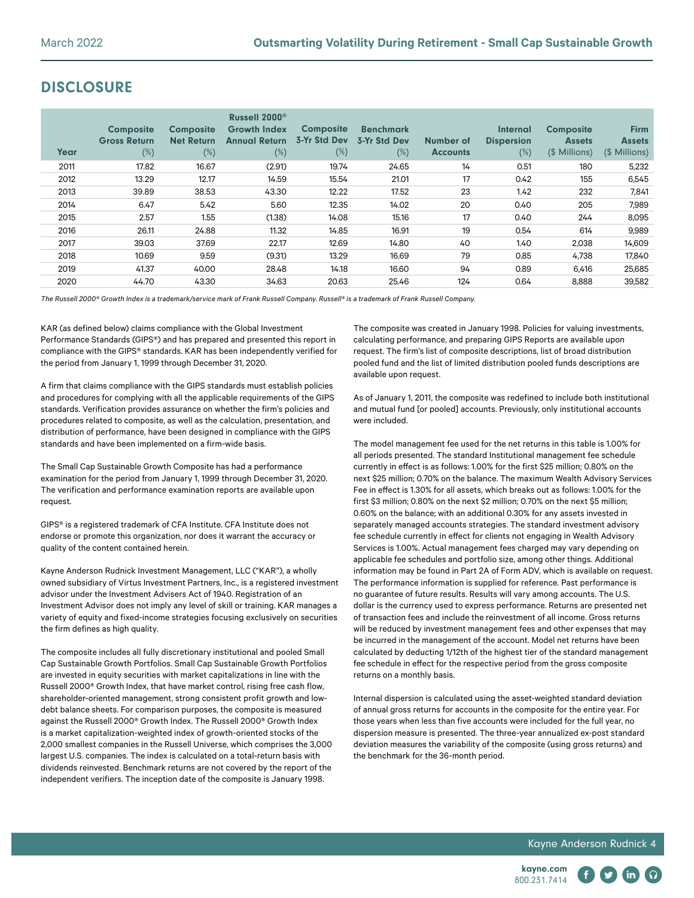## DISCLOSURE

| Year | Composite Gross Return (%) | Composite Net Return (%) | Russell 2000® Growth Index Annual Return (%) | Composite 3-Yr Std Dev (%) | Benchmark 3-Yr Std Dev (%) | Number of Accounts | Internal Dispersion (%) | Composite Assets ($ Millions) | Firm Assets ($ Millions) |
|---|---|---|---|---|---|---|---|---|---|
| 2011 | 17.82 | 16.67 | (2.91) | 19.74 | 24.65 | 14 | 0.51 | 180 | 5,232 |
| 2012 | 13.29 | 12.17 | 14.59 | 15.54 | 21.01 | 17 | 0.42 | 155 | 6,545 |
| 2013 | 39.89 | 38.53 | 43.30 | 12.22 | 17.52 | 23 | 1.42 | 232 | 7,841 |
| 2014 | 6.47 | 5.42 | 5.60 | 12.35 | 14.02 | 20 | 0.40 | 205 | 7,989 |
| 2015 | 2.57 | 1.55 | (1.38) | 14.08 | 15.16 | 17 | 0.40 | 244 | 8,095 |
| 2016 | 26.11 | 24.88 | 11.32 | 14.85 | 16.91 | 19 | 0.54 | 614 | 9,989 |
| 2017 | 39.03 | 37.69 | 22.17 | 12.69 | 14.80 | 40 | 1.40 | 2,038 | 14,609 |
| 2018 | 10.69 | 9.59 | (9.31) | 13.29 | 16.69 | 79 | 0.85 | 4,738 | 17,840 |
| 2019 | 41.37 | 40.00 | 28.48 | 14.18 | 16.60 | 94 | 0.89 | 6,416 | 25,685 |
| 2020 | 44.70 | 43.30 | 34.63 | 20.63 | 25.46 | 124 | 0.64 | 8,888 | 39,582 |

*The Russell 2000® Growth Index is a trademark/service mark of Frank Russell Company. Russell® is a trademark of Frank Russell Company.*

KAR (as defined below) claims compliance with the Global Investment Performance Standards (GIPS®) and has prepared and presented this report in compliance with the GIPS® standards. KAR has been independently verified for the period from January 1, 1999 through December 31, 2020.

A firm that claims compliance with the GIPS standards must establish policies and procedures for complying with all the applicable requirements of the GIPS standards. Verification provides assurance on whether the firm's policies and procedures related to composite, as well as the calculation, presentation, and distribution of performance, have been designed in compliance with the GIPS standards and have been implemented on a firm-wide basis.

The Small Cap Sustainable Growth Composite has had a performance examination for the period from January 1, 1999 through December 31, 2020. The verification and performance examination reports are available upon request.

GIPS® is a registered trademark of CFA Institute. CFA Institute does not endorse or promote this organization, nor does it warrant the accuracy or quality of the content contained herein.

Kayne Anderson Rudnick Investment Management, LLC ("KAR"), a wholly owned subsidiary of Virtus Investment Partners, Inc., is a registered investment advisor under the Investment Advisers Act of 1940. Registration of an Investment Advisor does not imply any level of skill or training. KAR manages a variety of equity and fixed-income strategies focusing exclusively on securities the firm defines as high quality.

The composite includes all fully discretionary institutional and pooled Small Cap Sustainable Growth Portfolios. Small Cap Sustainable Growth Portfolios are invested in equity securities with market capitalizations in line with the Russell 2000® Growth Index, that have market control, rising free cash flow, shareholder-oriented management, strong consistent profit growth and low-debt balance sheets. For comparison purposes, the composite is measured against the Russell 2000® Growth Index. The Russell 2000® Growth Index is a market capitalization-weighted index of growth-oriented stocks of the 2,000 smallest companies in the Russell Universe, which comprises the 3,000 largest U.S. companies. The index is calculated on a total-return basis with dividends reinvested. Benchmark returns are not covered by the report of the independent verifiers. The inception date of the composite is January 1998.

The composite was created in January 1998. Policies for valuing investments, calculating performance, and preparing GIPS Reports are available upon request. The firm's list of composite descriptions, list of broad distribution pooled fund and the list of limited distribution pooled funds descriptions are available upon request.

As of January 1, 2011, the composite was redefined to include both institutional and mutual fund [or pooled] accounts. Previously, only institutional accounts were included.

The model management fee used for the net returns in this table is 1.00% for all periods presented. The standard Institutional management fee schedule currently in effect is as follows: 1.00% for the first $25 million; 0.80% on the next $25 million; 0.70% on the balance. The maximum Wealth Advisory Services Fee in effect is 1.30% for all assets, which breaks out as follows: 1.00% for the first $3 million; 0.80% on the next $2 million; 0.70% on the next $5 million; 0.60% on the balance; with an additional 0.30% for any assets invested in separately managed accounts strategies. The standard investment advisory fee schedule currently in effect for clients not engaging in Wealth Advisory Services is 1.00%. Actual management fees charged may vary depending on applicable fee schedules and portfolio size, among other things. Additional information may be found in Part 2A of Form ADV, which is available on request. The performance information is supplied for reference. Past performance is no guarantee of future results. Results will vary among accounts. The U.S. dollar is the currency used to express performance. Returns are presented net of transaction fees and include the reinvestment of all income. Gross returns will be reduced by investment management fees and other expenses that may be incurred in the management of the account. Model net returns have been calculated by deducting 1/12th of the highest tier of the standard management fee schedule in effect for the respective period from the gross composite returns on a monthly basis.

Internal dispersion is calculated using the asset-weighted standard deviation of annual gross returns for accounts in the composite for the entire year. For those years when less than five accounts were included for the full year, no dispersion measure is presented. The three-year annualized ex-post standard deviation measures the variability of the composite (using gross returns) and the benchmark for the 36-month period.

kayne.com
800.231.7414